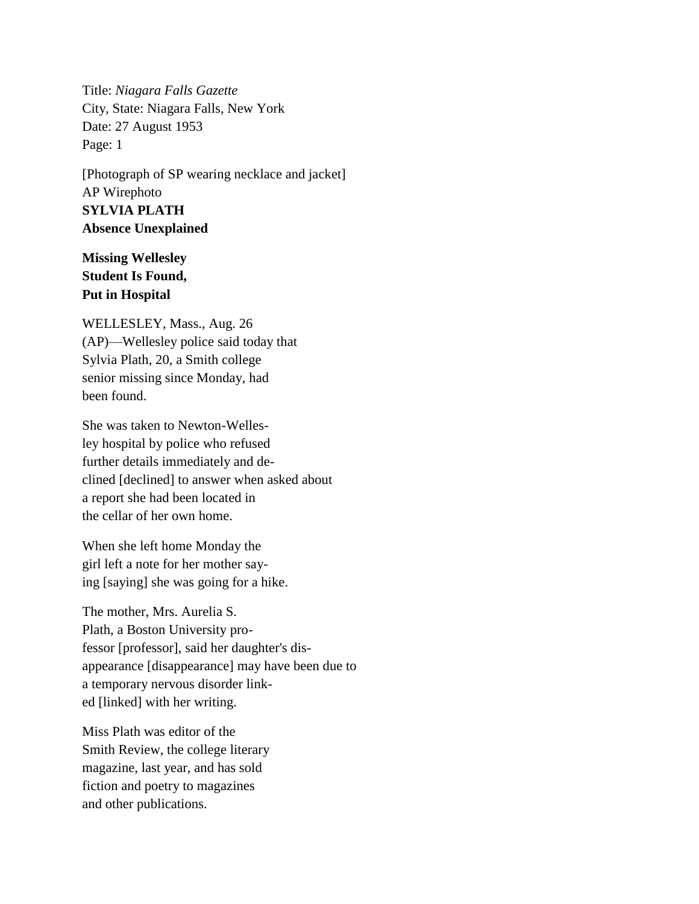Title: *Niagara Falls Gazette*
City, State: Niagara Falls, New York
Date: 27 August 1953
Page: 1

[Photograph of SP wearing necklace and jacket]
AP Wirephoto
**SYLVIA PLATH**
**Absence Unexplained**

**Missing Wellesley Student Is Found, Put in Hospital**

WELLESLEY, Mass., Aug. 26 (AP)—Wellesley police said today that Sylvia Plath, 20, a Smith college senior missing since Monday, had been found.

She was taken to Newton-Welles-ley hospital by police who refused further details immediately and de-clined [declined] to answer when asked about a report she had been located in the cellar of her own home.

When she left home Monday the girl left a note for her mother say-ing [saying] she was going for a hike.

The mother, Mrs. Aurelia S. Plath, a Boston University pro-fessor [professor], said her daughter's dis-appearance [disappearance] may have been due to a temporary nervous disorder link-ed [linked] with her writing.

Miss Plath was editor of the Smith Review, the college literary magazine, last year, and has sold fiction and poetry to magazines and other publications.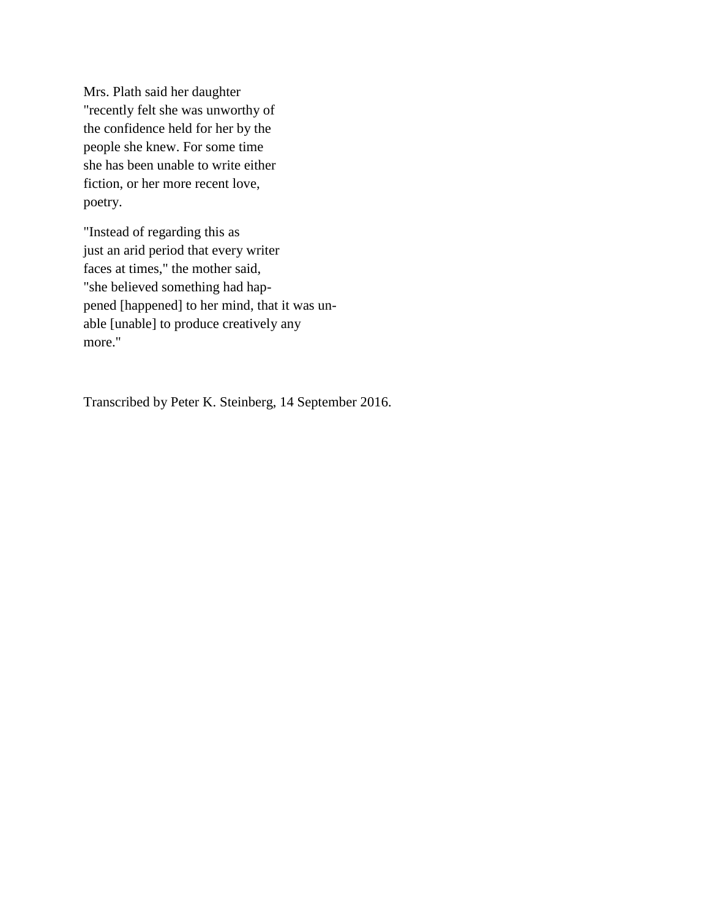Mrs. Plath said her daughter "recently felt she was unworthy of the confidence held for her by the people she knew. For some time she has been unable to write either fiction, or her more recent love, poetry.

"Instead of regarding this as just an arid period that every writer faces at times," the mother said, "she believed something had hap-pened [happened] to her mind, that it was un-able [unable] to produce creatively any more."

Transcribed by Peter K. Steinberg, 14 September 2016.